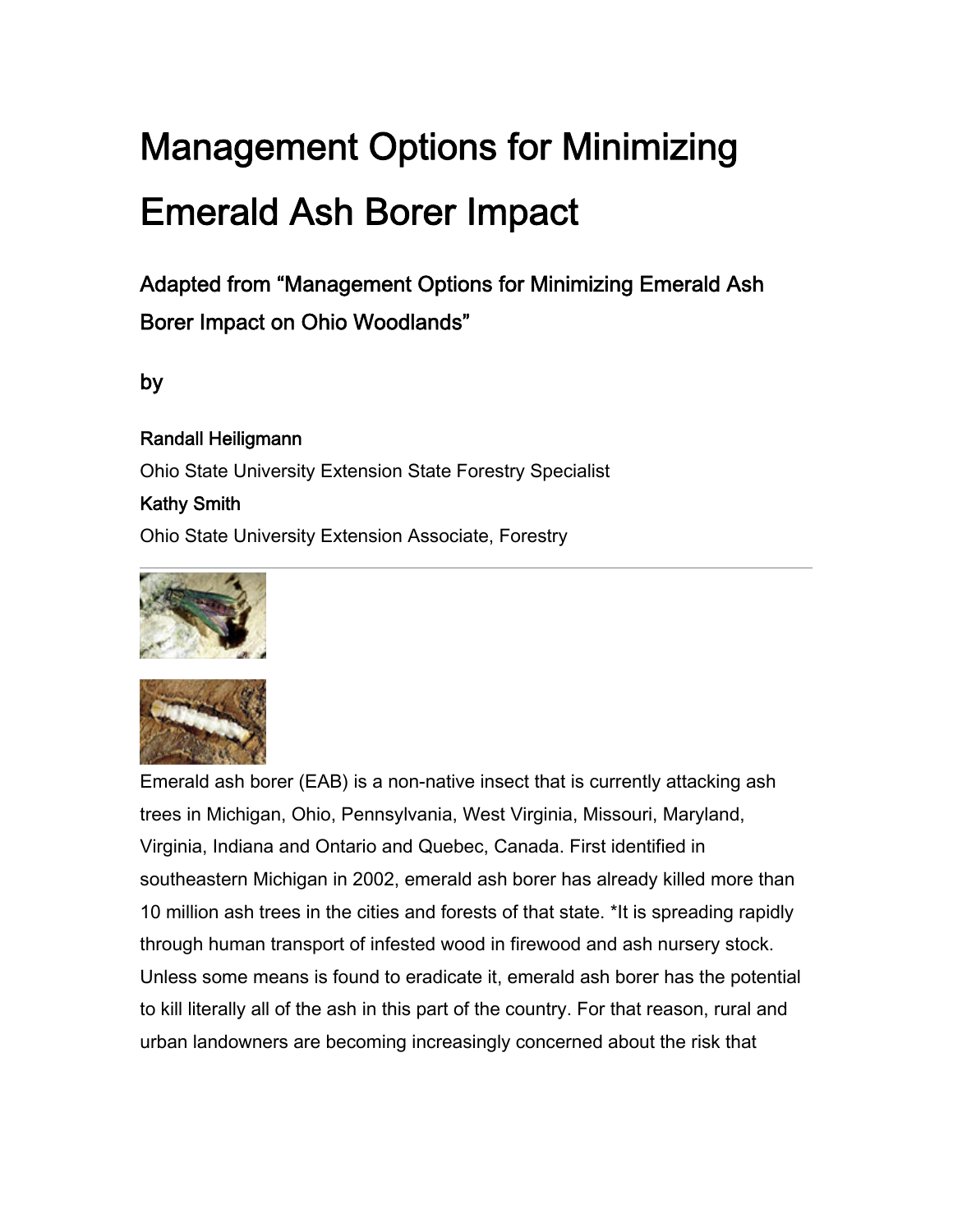# Management Options for Minimizing Emerald Ash Borer Impact

## Adapted from "Management Options for Minimizing Emerald Ash Borer Impact on Ohio Woodlands"

## by

**Randall Heiligmann**
Ohio State University Extension State Forestry Specialist
**Kathy Smith**
Ohio State University Extension Associate, Forestry

---

Emerald ash borer (EAB) is a non-native insect that is currently attacking ash trees in Michigan, Ohio, Pennsylvania, West Virginia, Missouri, Maryland, Virginia, Indiana and Ontario and Quebec, Canada. First identified in southeastern Michigan in 2002, emerald ash borer has already killed more than 10 million ash trees in the cities and forests of that state. *It is spreading rapidly through human transport of infested wood in firewood and ash nursery stock. Unless some means is found to eradicate it, emerald ash borer has the potential to kill literally all of the ash in this part of the country. For that reason, rural and urban landowners are becoming increasingly concerned about the risk that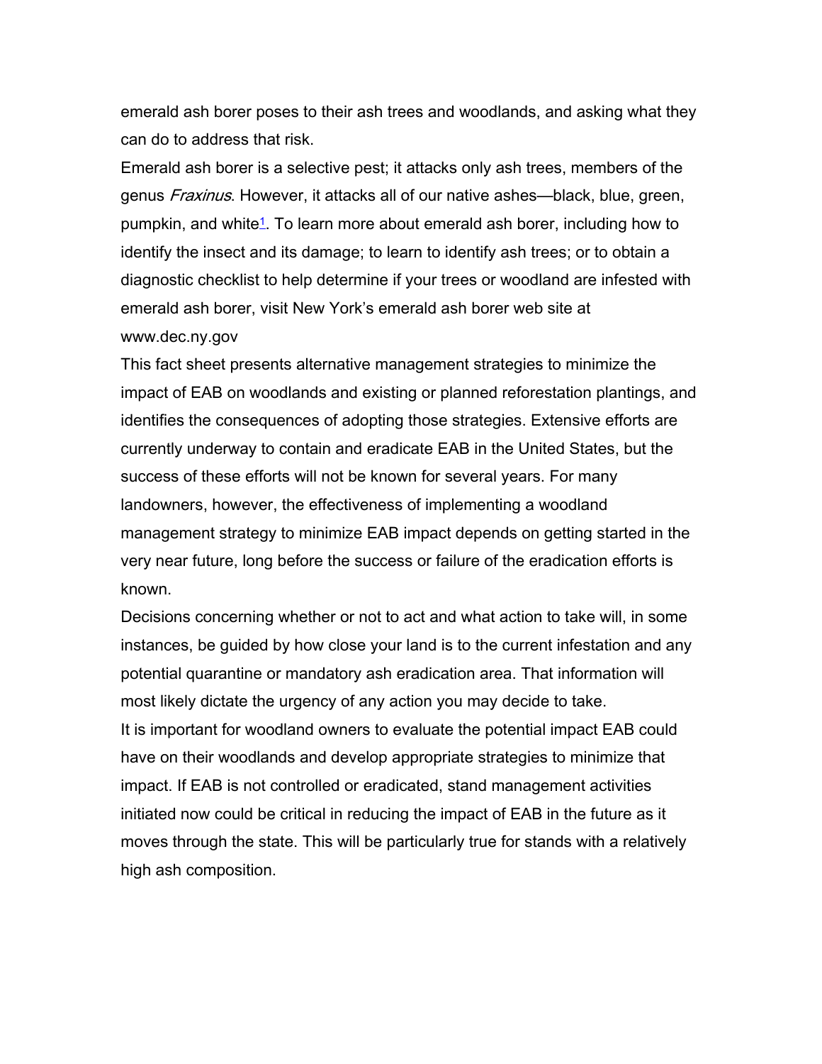emerald ash borer poses to their ash trees and woodlands, and asking what they can do to address that risk.

Emerald ash borer is a selective pest; it attacks only ash trees, members of the genus *Fraxinus*. However, it attacks all of our native ashes—black, blue, green, pumpkin, and white[1]. To learn more about emerald ash borer, including how to identify the insect and its damage; to learn to identify ash trees; or to obtain a diagnostic checklist to help determine if your trees or woodland are infested with emerald ash borer, visit New York's emerald ash borer web site at www.dec.ny.gov

This fact sheet presents alternative management strategies to minimize the impact of EAB on woodlands and existing or planned reforestation plantings, and identifies the consequences of adopting those strategies. Extensive efforts are currently underway to contain and eradicate EAB in the United States, but the success of these efforts will not be known for several years. For many landowners, however, the effectiveness of implementing a woodland management strategy to minimize EAB impact depends on getting started in the very near future, long before the success or failure of the eradication efforts is known.

Decisions concerning whether or not to act and what action to take will, in some instances, be guided by how close your land is to the current infestation and any potential quarantine or mandatory ash eradication area. That information will most likely dictate the urgency of any action you may decide to take.

It is important for woodland owners to evaluate the potential impact EAB could have on their woodlands and develop appropriate strategies to minimize that impact. If EAB is not controlled or eradicated, stand management activities initiated now could be critical in reducing the impact of EAB in the future as it moves through the state. This will be particularly true for stands with a relatively high ash composition.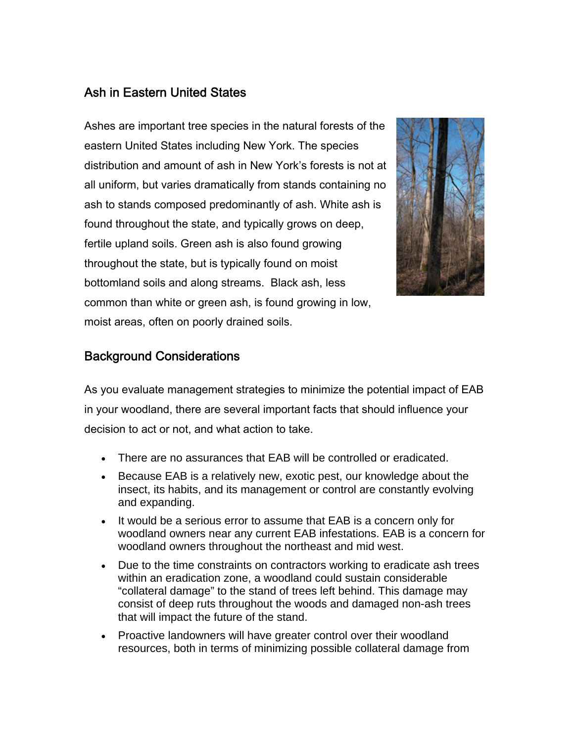## Ash in Eastern United States

Ashes are important tree species in the natural forests of the eastern United States including New York. The species distribution and amount of ash in New York's forests is not at all uniform, but varies dramatically from stands containing no ash to stands composed predominantly of ash. White ash is found throughout the state, and typically grows on deep, fertile upland soils. Green ash is also found growing throughout the state, but is typically found on moist bottomland soils and along streams. Black ash, less common than white or green ash, is found growing in low, moist areas, often on poorly drained soils.

## Background Considerations

As you evaluate management strategies to minimize the potential impact of EAB in your woodland, there are several important facts that should influence your decision to act or not, and what action to take.

- There are no assurances that EAB will be controlled or eradicated.
- Because EAB is a relatively new, exotic pest, our knowledge about the insect, its habits, and its management or control are constantly evolving and expanding.
- It would be a serious error to assume that EAB is a concern only for woodland owners near any current EAB infestations. EAB is a concern for woodland owners throughout the northeast and mid west.
- Due to the time constraints on contractors working to eradicate ash trees within an eradication zone, a woodland could sustain considerable "collateral damage" to the stand of trees left behind. This damage may consist of deep ruts throughout the woods and damaged non-ash trees that will impact the future of the stand.
- Proactive landowners will have greater control over their woodland resources, both in terms of minimizing possible collateral damage from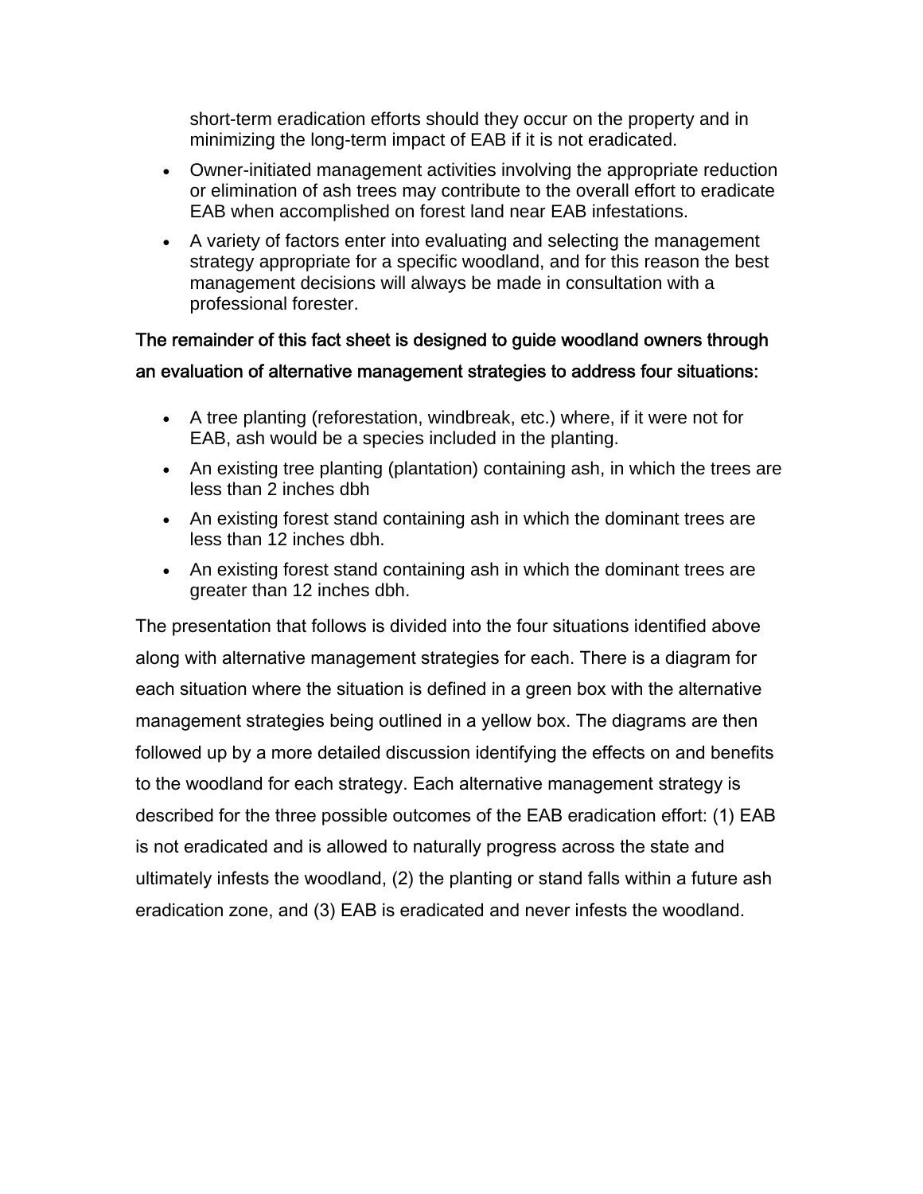short-term eradication efforts should they occur on the property and in minimizing the long-term impact of EAB if it is not eradicated.

- Owner-initiated management activities involving the appropriate reduction or elimination of ash trees may contribute to the overall effort to eradicate EAB when accomplished on forest land near EAB infestations.
- A variety of factors enter into evaluating and selecting the management strategy appropriate for a specific woodland, and for this reason the best management decisions will always be made in consultation with a professional forester.

**The remainder of this fact sheet is designed to guide woodland owners through an evaluation of alternative management strategies to address four situations:**

- A tree planting (reforestation, windbreak, etc.) where, if it were not for EAB, ash would be a species included in the planting.
- An existing tree planting (plantation) containing ash, in which the trees are less than 2 inches dbh
- An existing forest stand containing ash in which the dominant trees are less than 12 inches dbh.
- An existing forest stand containing ash in which the dominant trees are greater than 12 inches dbh.

The presentation that follows is divided into the four situations identified above along with alternative management strategies for each. There is a diagram for each situation where the situation is defined in a green box with the alternative management strategies being outlined in a yellow box. The diagrams are then followed up by a more detailed discussion identifying the effects on and benefits to the woodland for each strategy. Each alternative management strategy is described for the three possible outcomes of the EAB eradication effort: (1) EAB is not eradicated and is allowed to naturally progress across the state and ultimately infests the woodland, (2) the planting or stand falls within a future ash eradication zone, and (3) EAB is eradicated and never infests the woodland.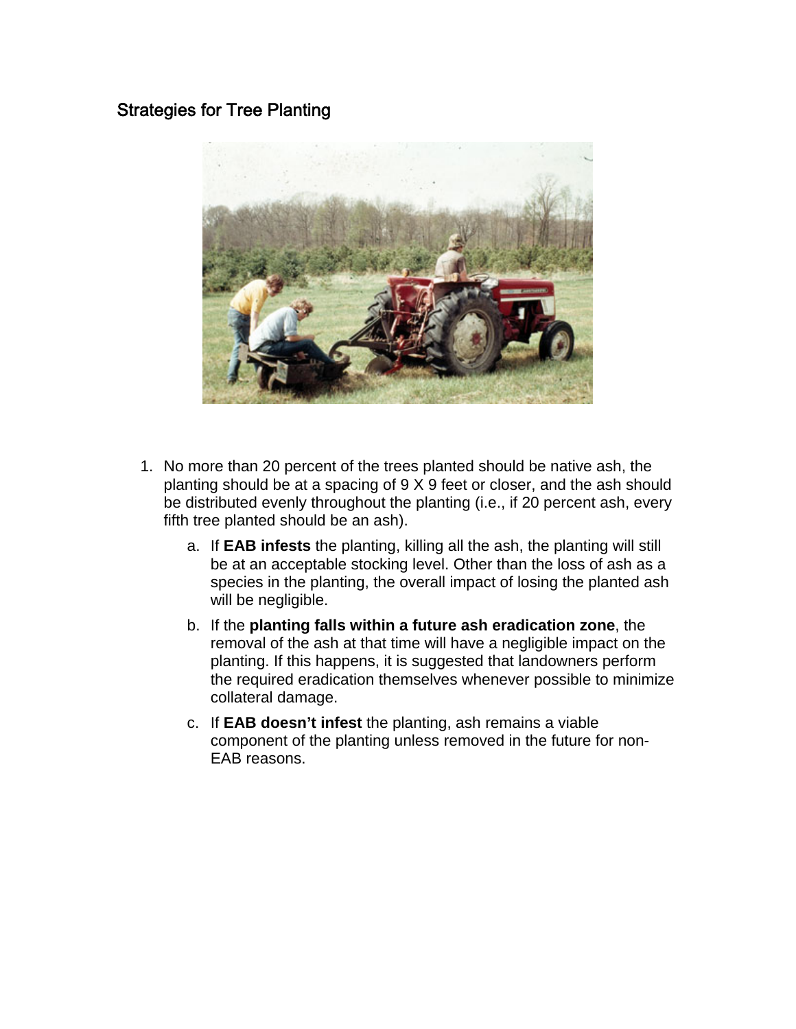## Strategies for Tree Planting

1. No more than 20 percent of the trees planted should be native ash, the planting should be at a spacing of 9 X 9 feet or closer, and the ash should be distributed evenly throughout the planting (i.e., if 20 percent ash, every fifth tree planted should be an ash).
    a. If **EAB infests** the planting, killing all the ash, the planting will still be at an acceptable stocking level. Other than the loss of ash as a species in the planting, the overall impact of losing the planted ash will be negligible.
    b. If the **planting falls within a future ash eradication zone**, the removal of the ash at that time will have a negligible impact on the planting. If this happens, it is suggested that landowners perform the required eradication themselves whenever possible to minimize collateral damage.
    c. If **EAB doesn't infest** the planting, ash remains a viable component of the planting unless removed in the future for non-EAB reasons.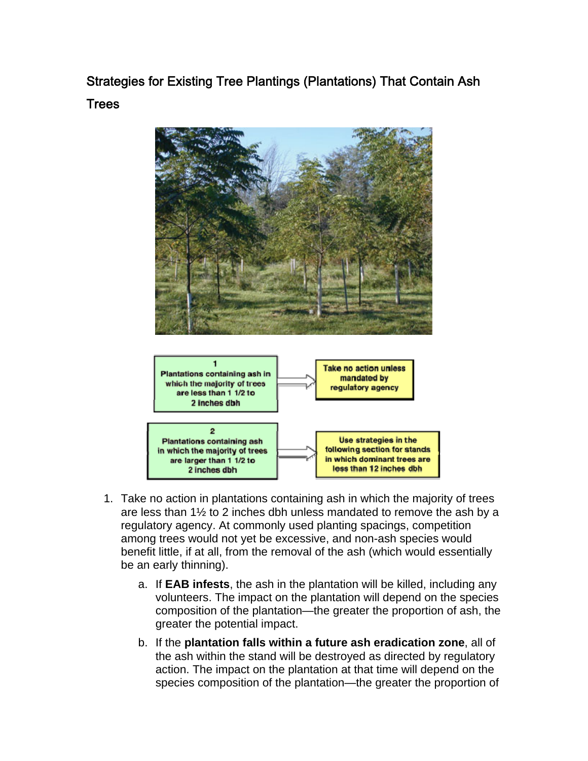## Strategies for Existing Tree Plantings (Plantations) That Contain Ash Trees

1. Plantations containing ash in which the majority of trees are less than 1 1/2 to 2 inches dbh → Take no action unless mandated by regulatory agency

2. Plantations containing ash in which the majority of trees are larger than 1 1/2 to 2 inches dbh → Use strategies in the following section for stands in which dominant trees are less than 12 inches dbh

1. Take no action in plantations containing ash in which the majority of trees are less than 1½ to 2 inches dbh unless mandated to remove the ash by a regulatory agency. At commonly used planting spacings, competition among trees would not yet be excessive, and non-ash species would benefit little, if at all, from the removal of the ash (which would essentially be an early thinning).

    a. If **EAB infests**, the ash in the plantation will be killed, including any volunteers. The impact on the plantation will depend on the species composition of the plantation—the greater the proportion of ash, the greater the potential impact.

    b. If the **plantation falls within a future ash eradication zone**, all of the ash within the stand will be destroyed as directed by regulatory action. The impact on the plantation at that time will depend on the species composition of the plantation—the greater the proportion of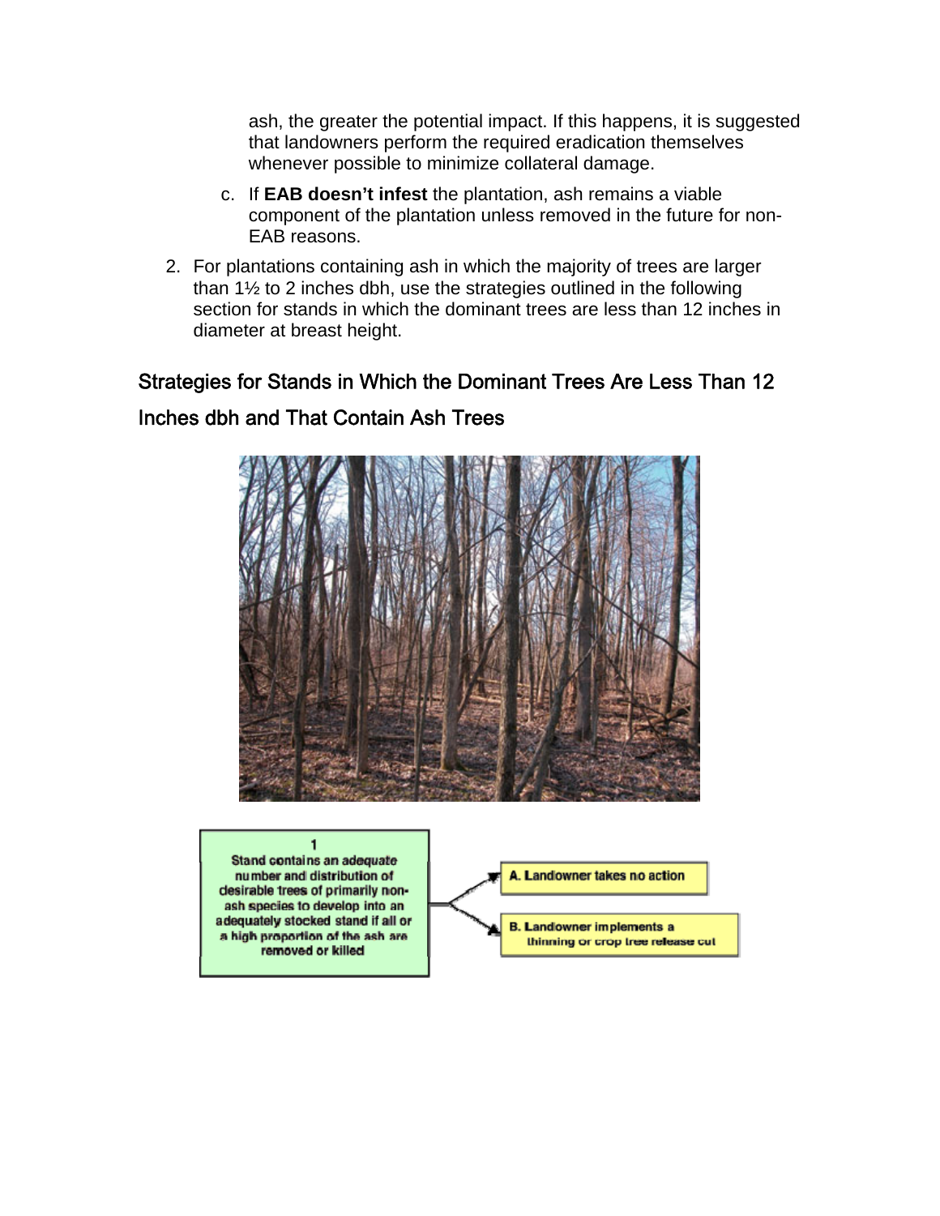ash, the greater the potential impact. If this happens, it is suggested that landowners perform the required eradication themselves whenever possible to minimize collateral damage.

   c. If **EAB doesn't infest** the plantation, ash remains a viable component of the plantation unless removed in the future for non-EAB reasons.

2. For plantations containing ash in which the majority of trees are larger than 1½ to 2 inches dbh, use the strategies outlined in the following section for stands in which the dominant trees are less than 12 inches in diameter at breast height.

## Strategies for Stands in Which the Dominant Trees Are Less Than 12 Inches dbh and That Contain Ash Trees

1
Stand contains an adequate number and distribution of desirable trees of primarily non-ash species to develop into an adequately stocked stand if all or a high proportion of the ash are removed or killed

A. Landowner takes no action

B. Landowner implements a thinning or crop tree release cut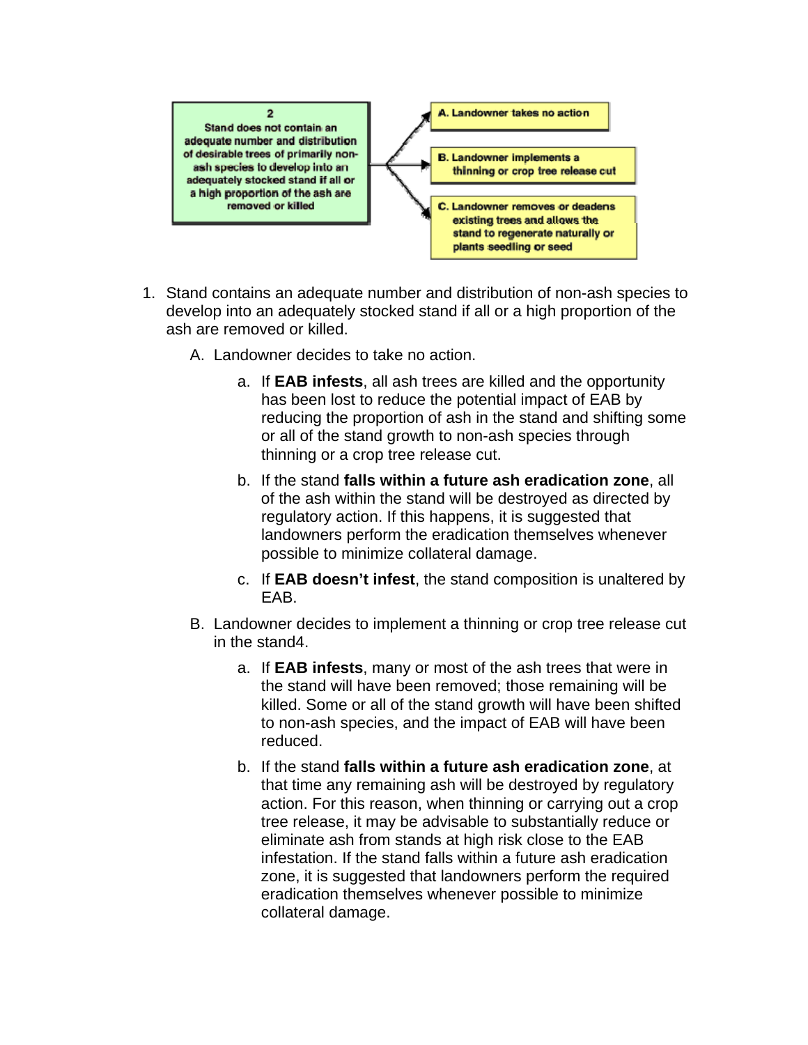2
Stand does not contain an adequate number and distribution of desirable trees of primarily non-ash species to develop into an adequately stocked stand if all or a high proportion of the ash are removed or killed

A. Landowner takes no action

B. Landowner implements a thinning or crop tree release cut

C. Landowner removes or deadens existing trees and allows the stand to regenerate naturally or plants seedling or seed

1. Stand contains an adequate number and distribution of non-ash species to develop into an adequately stocked stand if all or a high proportion of the ash are removed or killed.

   A. Landowner decides to take no action.

      a. If **EAB infests**, all ash trees are killed and the opportunity has been lost to reduce the potential impact of EAB by reducing the proportion of ash in the stand and shifting some or all of the stand growth to non-ash species through thinning or a crop tree release cut.

      b. If the stand **falls within a future ash eradication zone**, all of the ash within the stand will be destroyed as directed by regulatory action. If this happens, it is suggested that landowners perform the eradication themselves whenever possible to minimize collateral damage.

      c. If **EAB doesn't infest**, the stand composition is unaltered by EAB.

   B. Landowner decides to implement a thinning or crop tree release cut in the stand4.

      a. If **EAB infests**, many or most of the ash trees that were in the stand will have been removed; those remaining will be killed. Some or all of the stand growth will have shifted to non-ash species, and the impact of EAB will have been reduced.

      b. If the stand **falls within a future ash eradication zone**, at that time any remaining ash will be destroyed by regulatory action. For this reason, when thinning or carrying out a crop tree release, it may be advisable to substantially reduce or eliminate ash from stands at high risk close to the EAB infestation. If the stand falls within a future ash eradication zone, it is suggested that landowners perform the required eradication themselves whenever possible to minimize collateral damage.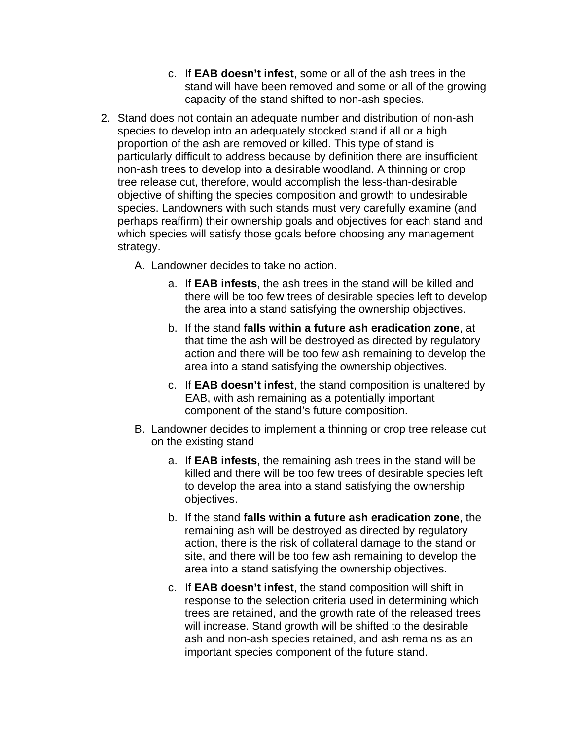c. If **EAB doesn't infest**, some or all of the ash trees in the stand will have been removed and some or all of the growing capacity of the stand shifted to non-ash species.

2. Stand does not contain an adequate number and distribution of non-ash species to develop into an adequately stocked stand if all or a high proportion of the ash are removed or killed. This type of stand is particularly difficult to address because by definition there are insufficient non-ash trees to develop into a desirable woodland. A thinning or crop tree release cut, therefore, would accomplish the less-than-desirable objective of shifting the species composition and growth to undesirable species. Landowners with such stands must very carefully examine (and perhaps reaffirm) their ownership goals and objectives for each stand and which species will satisfy those goals before choosing any management strategy.

   A. Landowner decides to take no action.

      a. If **EAB infests**, the ash trees in the stand will be killed and there will be too few trees of desirable species left to develop the area into a stand satisfying the ownership objectives.

      b. If the stand **falls within a future ash eradication zone**, at that time the ash will be destroyed as directed by regulatory action and there will be too few ash remaining to develop the area into a stand satisfying the ownership objectives.

      c. If **EAB doesn't infest**, the stand composition is unaltered by EAB, with ash remaining as a potentially important component of the stand's future composition.

   B. Landowner decides to implement a thinning or crop tree release cut on the existing stand

      a. If **EAB infests**, the remaining ash trees in the stand will be killed and there will be too few trees of desirable species left to develop the area into a stand satisfying the ownership objectives.

      b. If the stand **falls within a future ash eradication zone**, the remaining ash will be destroyed as directed by regulatory action, there is the risk of collateral damage to the stand or site, and there will be too few ash remaining to develop the area into a stand satisfying the ownership objectives.

      c. If **EAB doesn't infest**, the stand composition will shift in response to the selection criteria used in determining which trees are retained, and the growth rate of the released trees will increase. Stand growth will be shifted to the desirable ash and non-ash species retained, and ash remains as an important species component of the future stand.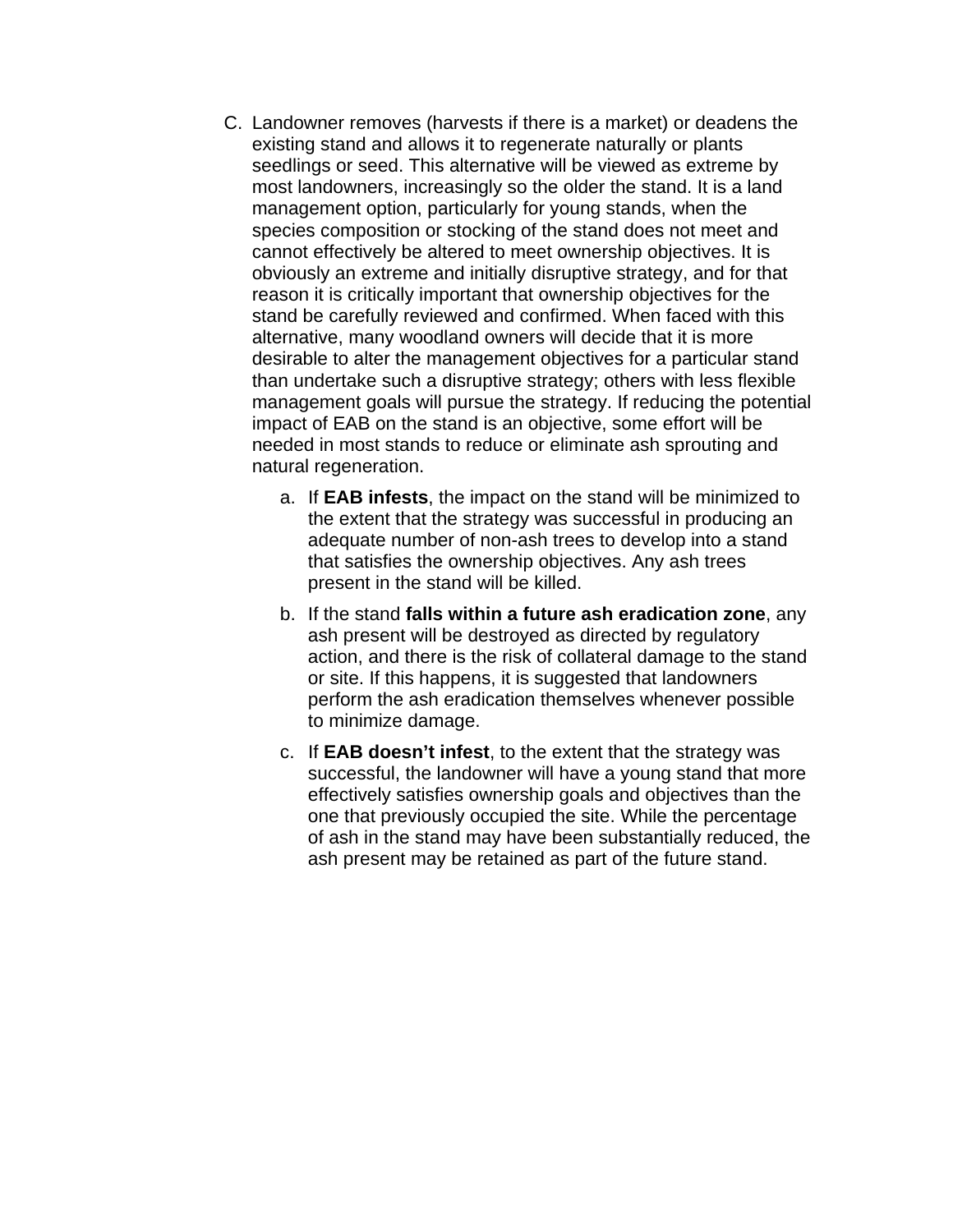C. Landowner removes (harvests if there is a market) or deadens the existing stand and allows it to regenerate naturally or plants seedlings or seed. This alternative will be viewed as extreme by most landowners, increasingly so the older the stand. It is a land management option, particularly for young stands, when the species composition or stocking of the stand does not meet and cannot effectively be altered to meet ownership objectives. It is obviously an extreme and initially disruptive strategy, and for that reason it is critically important that ownership objectives for the stand be carefully reviewed and confirmed. When faced with this alternative, many woodland owners will decide that it is more desirable to alter the management objectives for a particular stand than undertake such a disruptive strategy; others with less flexible management goals will pursue the strategy. If reducing the potential impact of EAB on the stand is an objective, some effort will be needed in most stands to reduce or eliminate ash sprouting and natural regeneration.

   a. If **EAB infests**, the impact on the stand will be minimized to the extent that the strategy was successful in producing an adequate number of non-ash trees to develop into a stand that satisfies the ownership objectives. Any ash trees present in the stand will be killed.

   b. If the stand **falls within a future ash eradication zone**, any ash present will be destroyed as directed by regulatory action, and there is the risk of collateral damage to the stand or site. If this happens, it is suggested that landowners perform the ash eradication themselves whenever possible to minimize damage.

   c. If **EAB doesn't infest**, to the extent that the strategy was successful, the landowner will have a young stand that more effectively satisfies ownership goals and objectives than the one that previously occupied the site. While the percentage of ash in the stand may have been substantially reduced, the ash present may be retained as part of the future stand.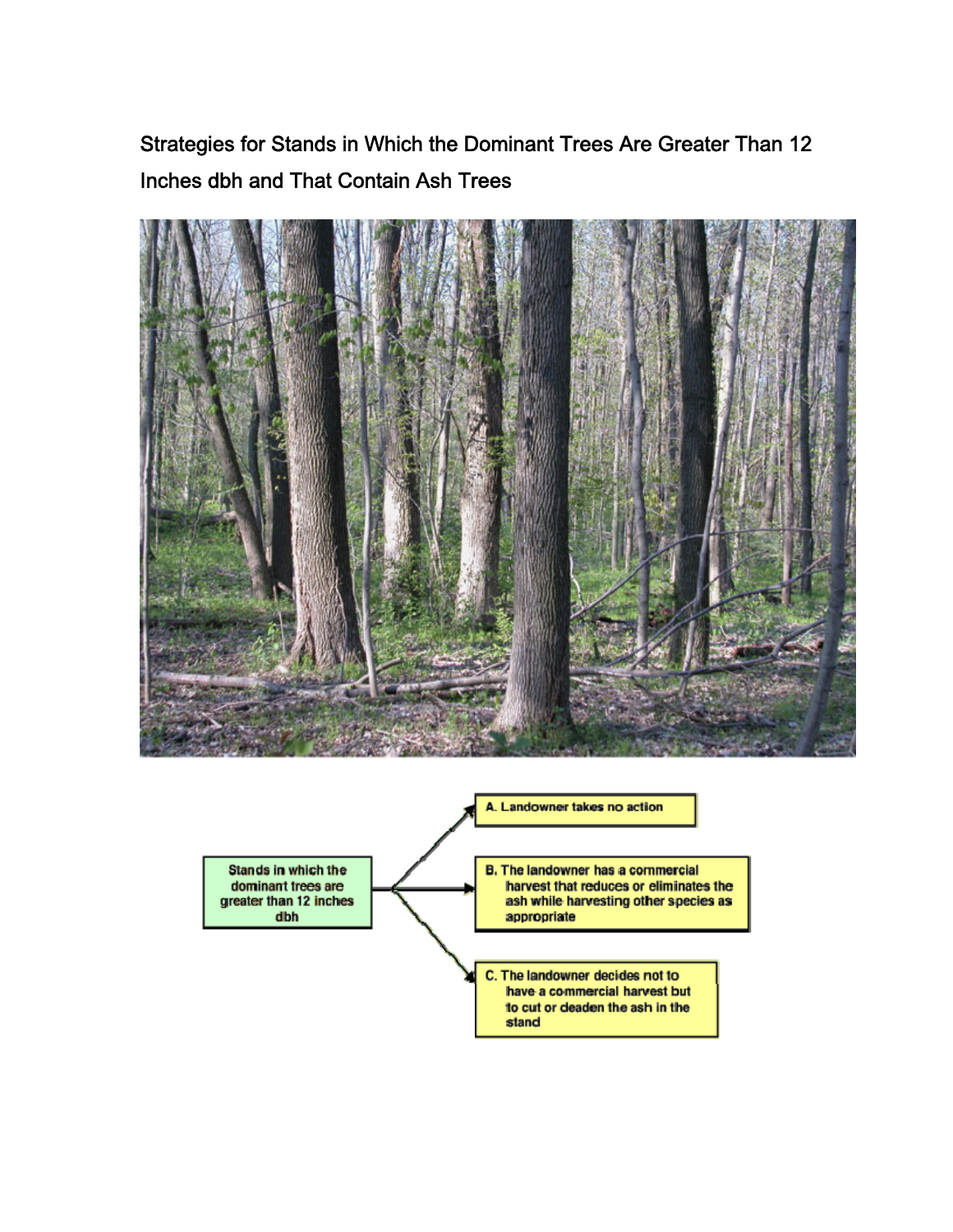# Strategies for Stands in Which the Dominant Trees Are Greater Than 12 Inches dbh and That Contain Ash Trees

Stands in which the dominant trees are greater than 12 inches dbh

- A. Landowner takes no action
- B. The landowner has a commercial harvest that reduces or eliminates the ash while harvesting other species as appropriate
- C. The landowner decides not to have a commercial harvest but to cut or deaden the ash in the stand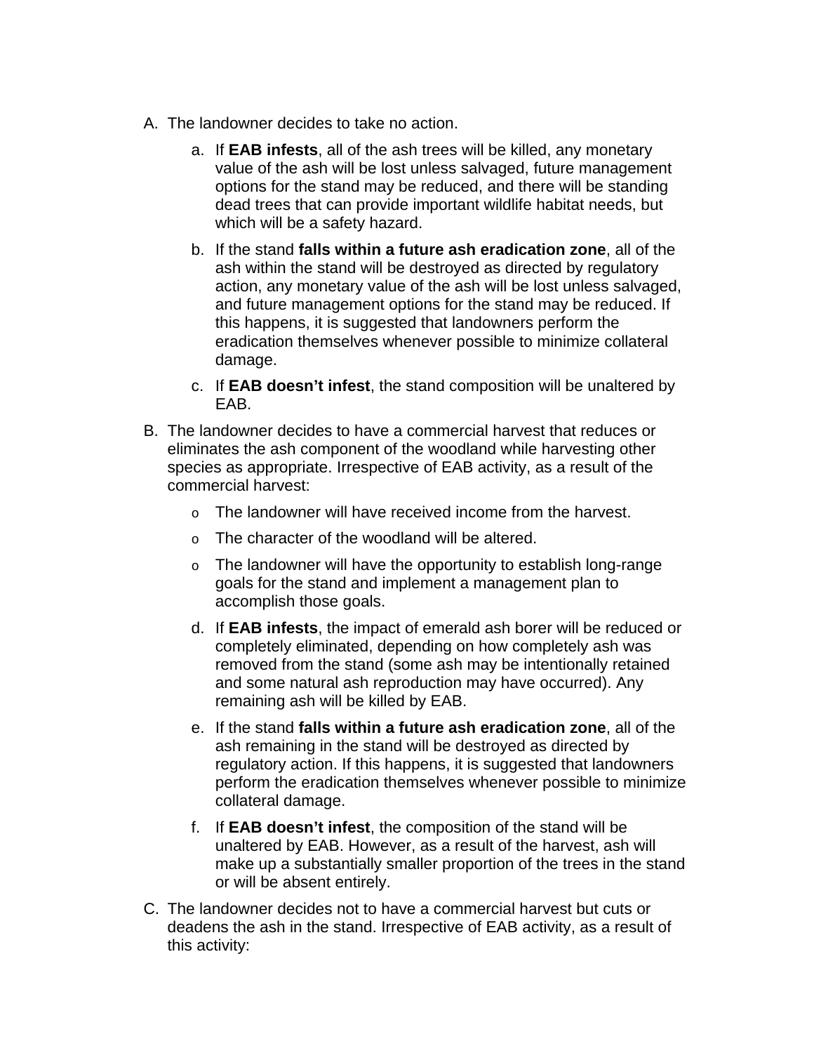A. The landowner decides to take no action.

   a. If **EAB infests**, all of the ash trees will be killed, any monetary value of the ash will be lost unless salvaged, future management options for the stand may be reduced, and there will be standing dead trees that can provide important wildlife habitat needs, but which will be a safety hazard.

   b. If the stand **falls within a future ash eradication zone**, all of the ash within the stand will be destroyed as directed by regulatory action, any monetary value of the ash will be lost unless salvaged, and future management options for the stand may be reduced. If this happens, it is suggested that landowners perform the eradication themselves whenever possible to minimize collateral damage.

   c. If **EAB doesn't infest**, the stand composition will be unaltered by EAB.

B. The landowner decides to have a commercial harvest that reduces or eliminates the ash component of the woodland while harvesting other species as appropriate. Irrespective of EAB activity, as a result of the commercial harvest:

   - The landowner will have received income from the harvest.
   - The character of the woodland will be altered.
   - The landowner will have the opportunity to establish long-range goals for the stand and implement a management plan to accomplish those goals.

   d. If **EAB infests**, the impact of emerald ash borer will be reduced or completely eliminated, depending on how completely ash was removed from the stand (some ash may be intentionally retained and some natural ash reproduction may have occurred). Any remaining ash will be killed by EAB.

   e. If the stand **falls within a future ash eradication zone**, all of the ash remaining in the stand will be destroyed as directed by regulatory action. If this happens, it is suggested that landowners perform the eradication themselves whenever possible to minimize collateral damage.

   f. If **EAB doesn't infest**, the composition of the stand will be unaltered by EAB. However, as a result of the harvest, ash will make up a substantially smaller proportion of the trees in the stand or will be absent entirely.

C. The landowner decides not to have a commercial harvest but cuts or deadens the ash in the stand. Irrespective of EAB activity, as a result of this activity: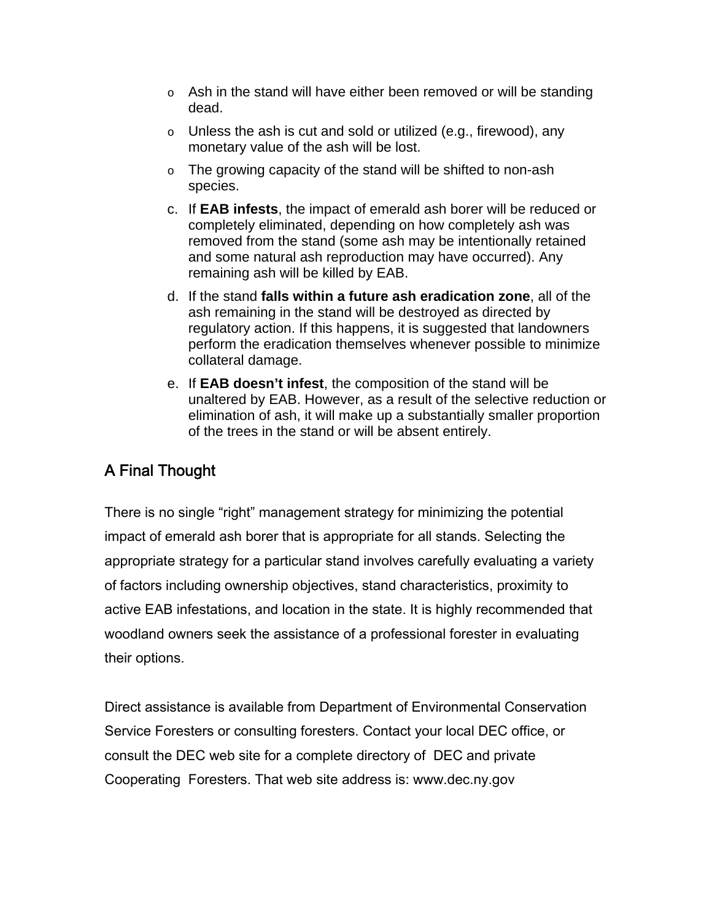- Ash in the stand will have either been removed or will be standing dead.
- Unless the ash is cut and sold or utilized (e.g., firewood), any monetary value of the ash will be lost.
- The growing capacity of the stand will be shifted to non-ash species.

c. If **EAB infests**, the impact of emerald ash borer will be reduced or completely eliminated, depending on how completely ash was removed from the stand (some ash may be intentionally retained and some natural ash reproduction may have occurred). Any remaining ash will be killed by EAB.

d. If the stand **falls within a future ash eradication zone**, all of the ash remaining in the stand will be destroyed as directed by regulatory action. If this happens, it is suggested that landowners perform the eradication themselves whenever possible to minimize collateral damage.

e. If **EAB doesn't infest**, the composition of the stand will be unaltered by EAB. However, as a result of the selective reduction or elimination of ash, it will make up a substantially smaller proportion of the trees in the stand or will be absent entirely.

## A Final Thought

There is no single "right" management strategy for minimizing the potential impact of emerald ash borer that is appropriate for all stands. Selecting the appropriate strategy for a particular stand involves carefully evaluating a variety of factors including ownership objectives, stand characteristics, proximity to active EAB infestations, and location in the state. It is highly recommended that woodland owners seek the assistance of a professional forester in evaluating their options.

Direct assistance is available from Department of Environmental Conservation Service Foresters or consulting foresters. Contact your local DEC office, or consult the DEC web site for a complete directory of DEC and private Cooperating Foresters. That web site address is: www.dec.ny.gov